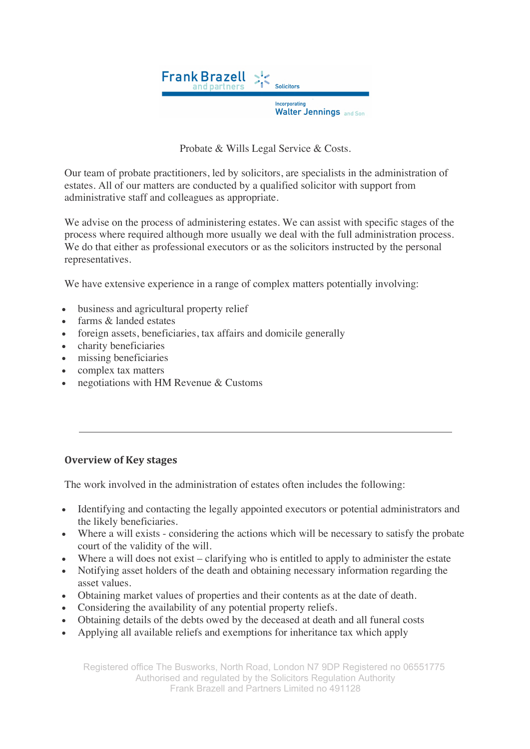Frank Brazell and partners Solicitors

Incorporating Walter Jennings and Son

Probate & Wills Legal Service & Costs.

Our team of probate practitioners, led by solicitors, are specialists in the administration of estates. All of our matters are conducted by a qualified solicitor with support from administrative staff and colleagues as appropriate.

We advise on the process of administering estates. We can assist with specific stages of the process where required although more usually we deal with the full administration process. We do that either as professional executors or as the solicitors instructed by the personal representatives.

We have extensive experience in a range of complex matters potentially involving:

- business and agricultural property relief
- farms & landed estates
- foreign assets, beneficiaries, tax affairs and domicile generally
- charity beneficiaries
- missing beneficiaries
- complex tax matters
- negotiations with HM Revenue & Customs

---

## Overview of Key stages

The work involved in the administration of estates often includes the following:

- Identifying and contacting the legally appointed executors or potential administrators and the likely beneficiaries.
- Where a will exists - considering the actions which will be necessary to satisfy the probate court of the validity of the will.
- Where a will does not exist – clarifying who is entitled to apply to administer the estate
- Notifying asset holders of the death and obtaining necessary information regarding the asset values.
- Obtaining market values of properties and their contents as at the date of death.
- Considering the availability of any potential property reliefs.
- Obtaining details of the debts owed by the deceased at death and all funeral costs
- Applying all available reliefs and exemptions for inheritance tax which apply

Registered office The Busworks, North Road, London N7 9DP Registered no 06551775
Authorised and regulated by the Solicitors Regulation Authority
Frank Brazell and Partners Limited no 491128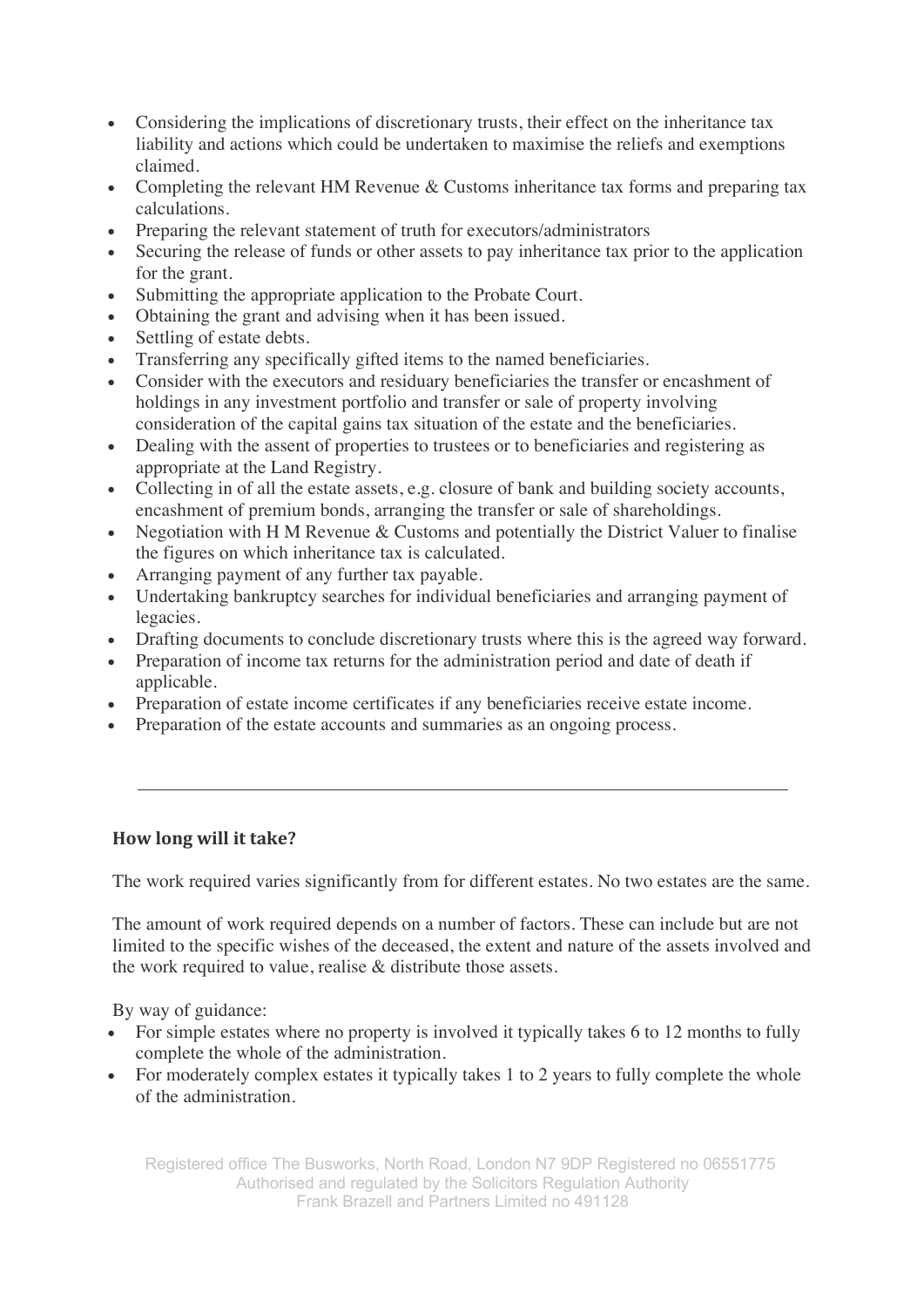- Considering the implications of discretionary trusts, their effect on the inheritance tax liability and actions which could be undertaken to maximise the reliefs and exemptions claimed.
- Completing the relevant HM Revenue & Customs inheritance tax forms and preparing tax calculations.
- Preparing the relevant statement of truth for executors/administrators
- Securing the release of funds or other assets to pay inheritance tax prior to the application for the grant.
- Submitting the appropriate application to the Probate Court.
- Obtaining the grant and advising when it has been issued.
- Settling of estate debts.
- Transferring any specifically gifted items to the named beneficiaries.
- Consider with the executors and residuary beneficiaries the transfer or encashment of holdings in any investment portfolio and transfer or sale of property involving consideration of the capital gains tax situation of the estate and the beneficiaries.
- Dealing with the assent of properties to trustees or to beneficiaries and registering as appropriate at the Land Registry.
- Collecting in of all the estate assets, e.g. closure of bank and building society accounts, encashment of premium bonds, arranging the transfer or sale of shareholdings.
- Negotiation with H M Revenue & Customs and potentially the District Valuer to finalise the figures on which inheritance tax is calculated.
- Arranging payment of any further tax payable.
- Undertaking bankruptcy searches for individual beneficiaries and arranging payment of legacies.
- Drafting documents to conclude discretionary trusts where this is the agreed way forward.
- Preparation of income tax returns for the administration period and date of death if applicable.
- Preparation of estate income certificates if any beneficiaries receive estate income.
- Preparation of the estate accounts and summaries as an ongoing process.

---

### How long will it take?

The work required varies significantly from for different estates. No two estates are the same.

The amount of work required depends on a number of factors. These can include but are not limited to the specific wishes of the deceased, the extent and nature of the assets involved and the work required to value, realise & distribute those assets.

By way of guidance:

- For simple estates where no property is involved it typically takes 6 to 12 months to fully complete the whole of the administration.
- For moderately complex estates it typically takes 1 to 2 years to fully complete the whole of the administration.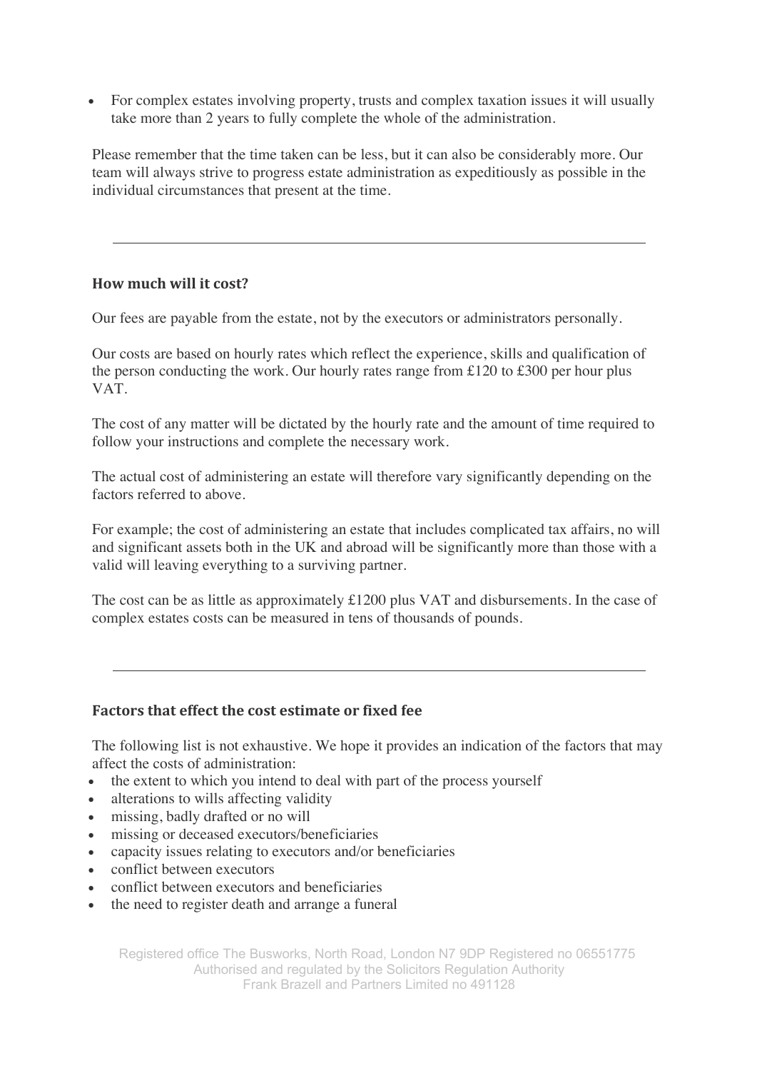- For complex estates involving property, trusts and complex taxation issues it will usually take more than 2 years to fully complete the whole of the administration.

Please remember that the time taken can be less, but it can also be considerably more. Our team will always strive to progress estate administration as expeditiously as possible in the individual circumstances that present at the time.

---

### How much will it cost?

Our fees are payable from the estate, not by the executors or administrators personally.

Our costs are based on hourly rates which reflect the experience, skills and qualification of the person conducting the work. Our hourly rates range from £120 to £300 per hour plus VAT.

The cost of any matter will be dictated by the hourly rate and the amount of time required to follow your instructions and complete the necessary work.

The actual cost of administering an estate will therefore vary significantly depending on the factors referred to above.

For example; the cost of administering an estate that includes complicated tax affairs, no will and significant assets both in the UK and abroad will be significantly more than those with a valid will leaving everything to a surviving partner.

The cost can be as little as approximately £1200 plus VAT and disbursements. In the case of complex estates costs can be measured in tens of thousands of pounds.

---

### Factors that effect the cost estimate or fixed fee

The following list is not exhaustive. We hope it provides an indication of the factors that may affect the costs of administration:

- the extent to which you intend to deal with part of the process yourself
- alterations to wills affecting validity
- missing, badly drafted or no will
- missing or deceased executors/beneficiaries
- capacity issues relating to executors and/or beneficiaries
- conflict between executors
- conflict between executors and beneficiaries
- the need to register death and arrange a funeral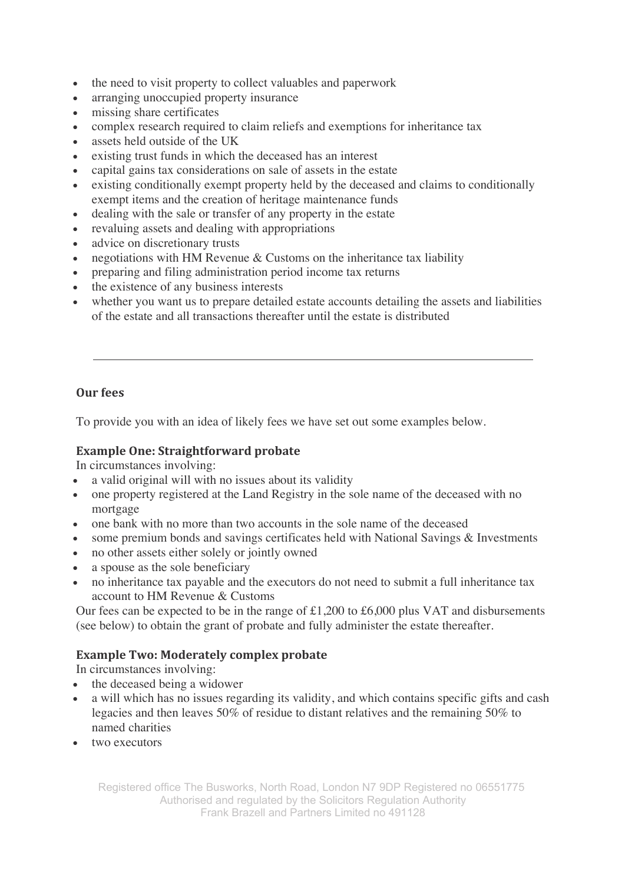- the need to visit property to collect valuables and paperwork
- arranging unoccupied property insurance
- missing share certificates
- complex research required to claim reliefs and exemptions for inheritance tax
- assets held outside of the UK
- existing trust funds in which the deceased has an interest
- capital gains tax considerations on sale of assets in the estate
- existing conditionally exempt property held by the deceased and claims to conditionally exempt items and the creation of heritage maintenance funds
- dealing with the sale or transfer of any property in the estate
- revaluing assets and dealing with appropriations
- advice on discretionary trusts
- negotiations with HM Revenue & Customs on the inheritance tax liability
- preparing and filing administration period income tax returns
- the existence of any business interests
- whether you want us to prepare detailed estate accounts detailing the assets and liabilities of the estate and all transactions thereafter until the estate is distributed

---

## Our fees

To provide you with an idea of likely fees we have set out some examples below.

### Example One: Straightforward probate

In circumstances involving:

- a valid original will with no issues about its validity
- one property registered at the Land Registry in the sole name of the deceased with no mortgage
- one bank with no more than two accounts in the sole name of the deceased
- some premium bonds and savings certificates held with National Savings & Investments
- no other assets either solely or jointly owned
- a spouse as the sole beneficiary
- no inheritance tax payable and the executors do not need to submit a full inheritance tax account to HM Revenue & Customs

Our fees can be expected to be in the range of £1,200 to £6,000 plus VAT and disbursements (see below) to obtain the grant of probate and fully administer the estate thereafter.

### Example Two: Moderately complex probate

In circumstances involving:

- the deceased being a widower
- a will which has no issues regarding its validity, and which contains specific gifts and cash legacies and then leaves 50% of residue to distant relatives and the remaining 50% to named charities
- two executors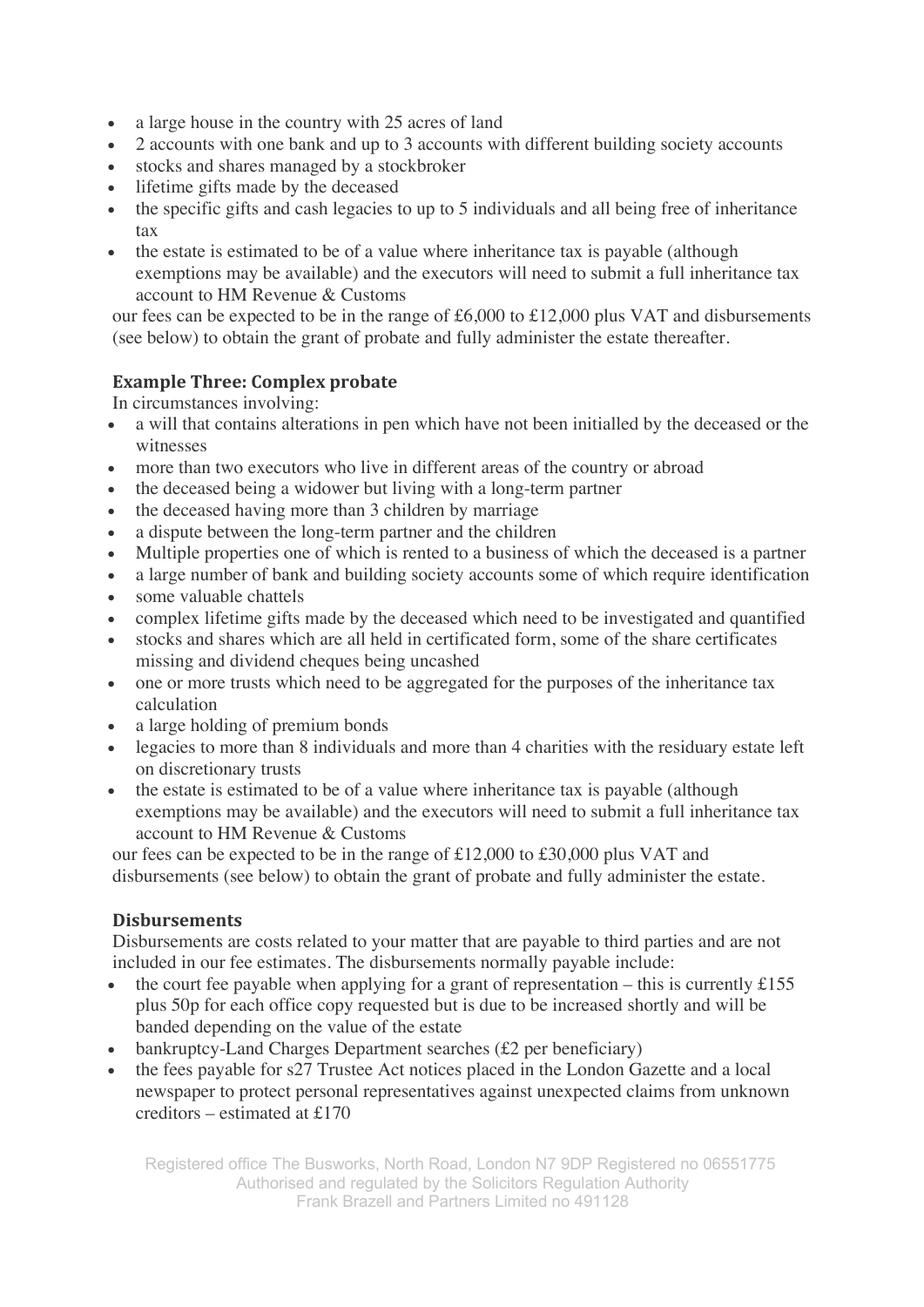- a large house in the country with 25 acres of land
- 2 accounts with one bank and up to 3 accounts with different building society accounts
- stocks and shares managed by a stockbroker
- lifetime gifts made by the deceased
- the specific gifts and cash legacies to up to 5 individuals and all being free of inheritance tax
- the estate is estimated to be of a value where inheritance tax is payable (although exemptions may be available) and the executors will need to submit a full inheritance tax account to HM Revenue & Customs

our fees can be expected to be in the range of £6,000 to £12,000 plus VAT and disbursements (see below) to obtain the grant of probate and fully administer the estate thereafter.

### Example Three: Complex probate

In circumstances involving:

- a will that contains alterations in pen which have not been initialled by the deceased or the witnesses
- more than two executors who live in different areas of the country or abroad
- the deceased being a widower but living with a long-term partner
- the deceased having more than 3 children by marriage
- a dispute between the long-term partner and the children
- Multiple properties one of which is rented to a business of which the deceased is a partner
- a large number of bank and building society accounts some of which require identification
- some valuable chattels
- complex lifetime gifts made by the deceased which need to be investigated and quantified
- stocks and shares which are all held in certificated form, some of the share certificates missing and dividend cheques being uncashed
- one or more trusts which need to be aggregated for the purposes of the inheritance tax calculation
- a large holding of premium bonds
- legacies to more than 8 individuals and more than 4 charities with the residuary estate left on discretionary trusts
- the estate is estimated to be of a value where inheritance tax is payable (although exemptions may be available) and the executors will need to submit a full inheritance tax account to HM Revenue & Customs

our fees can be expected to be in the range of £12,000 to £30,000 plus VAT and disbursements (see below) to obtain the grant of probate and fully administer the estate.

### Disbursements

Disbursements are costs related to your matter that are payable to third parties and are not included in our fee estimates. The disbursements normally payable include:

- the court fee payable when applying for a grant of representation – this is currently £155 plus 50p for each office copy requested but is due to be increased shortly and will be banded depending on the value of the estate
- bankruptcy-Land Charges Department searches (£2 per beneficiary)
- the fees payable for s27 Trustee Act notices placed in the London Gazette and a local newspaper to protect personal representatives against unexpected claims from unknown creditors – estimated at £170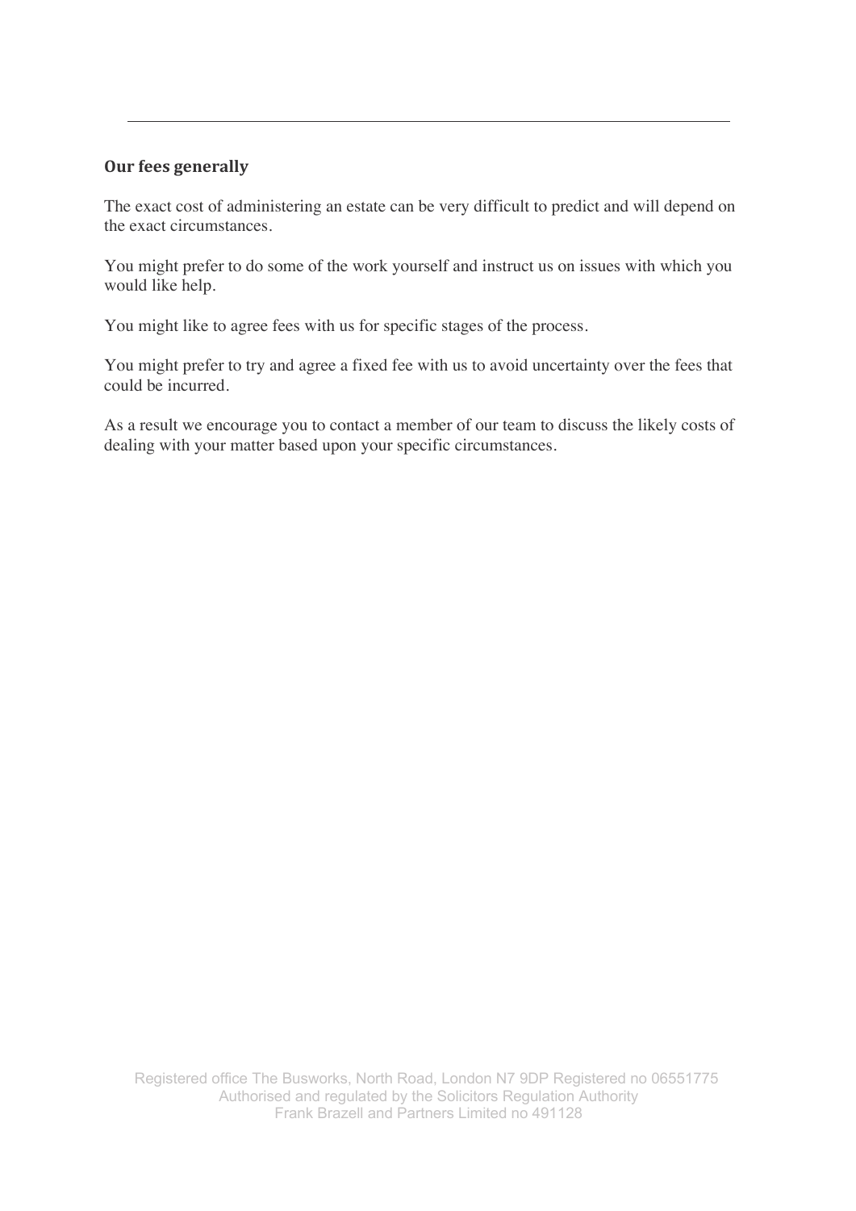## Our fees generally

The exact cost of administering an estate can be very difficult to predict and will depend on the exact circumstances.

You might prefer to do some of the work yourself and instruct us on issues with which you would like help.

You might like to agree fees with us for specific stages of the process.

You might prefer to try and agree a fixed fee with us to avoid uncertainty over the fees that could be incurred.

As a result we encourage you to contact a member of our team to discuss the likely costs of dealing with your matter based upon your specific circumstances.